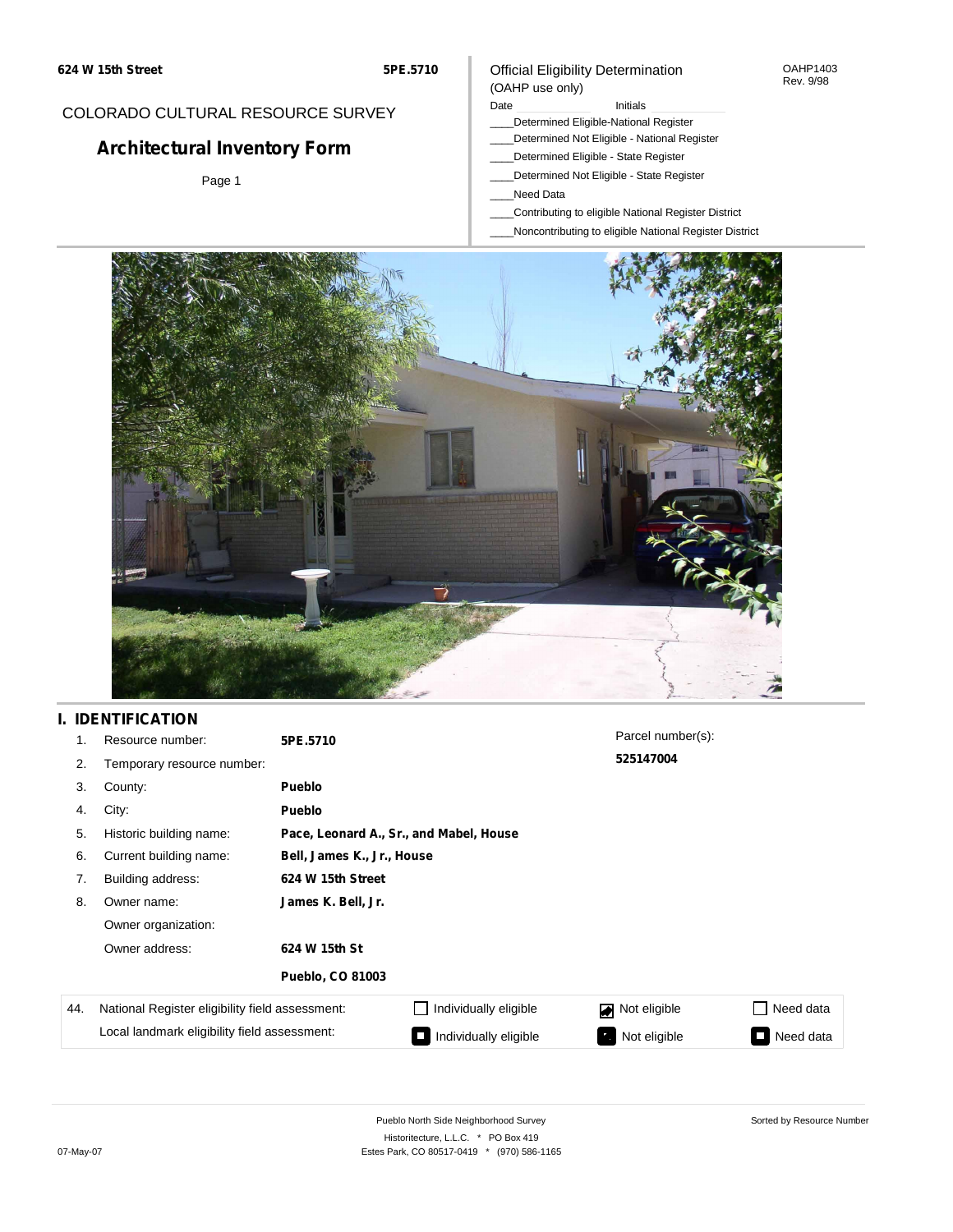**624 W 15th Street** **5PE.5710**

COLORADO CULTURAL RESOURCE SURVEY

# Architectural Inventory Form

Page 1

Official Eligibility Determination
(OAHP use only)

OAHP1403
Rev. 9/98

Date ________ Initials ________

____Determined Eligible-National Register
____Determined Not Eligible - National Register
____Determined Eligible - State Register
____Determined Not Eligible - State Register
____Need Data
____Contributing to eligible National Register District
____Noncontributing to eligible National Register District

## I. IDENTIFICATION

| | | |
|---|---|---|
| 1. | Resource number: | **5PE.5710** |
| 2. | Temporary resource number: | |
| 3. | County: | **Pueblo** |
| 4. | City: | **Pueblo** |
| 5. | Historic building name: | **Pace, Leonard A., Sr., and Mabel, House** |
| 6. | Current building name: | **Bell, James K., Jr., House** |
| 7. | Building address: | **624 W 15th Street** |
| 8. | Owner name: | **James K. Bell, Jr.** |
| | Owner organization: | |
| | Owner address: | **624 W 15th St** |
| | | **Pueblo, CO 81003** |

Parcel number(s):
**525147004**

| 44. | | | | |
|---|---|---|---|---|
| National Register eligibility field assessment: | ☐ Individually eligible | ☑ Not eligible | ☐ Need data |
| Local landmark eligibility field assessment: | ☐ Individually eligible | ☑ Not eligible | ☐ Need data |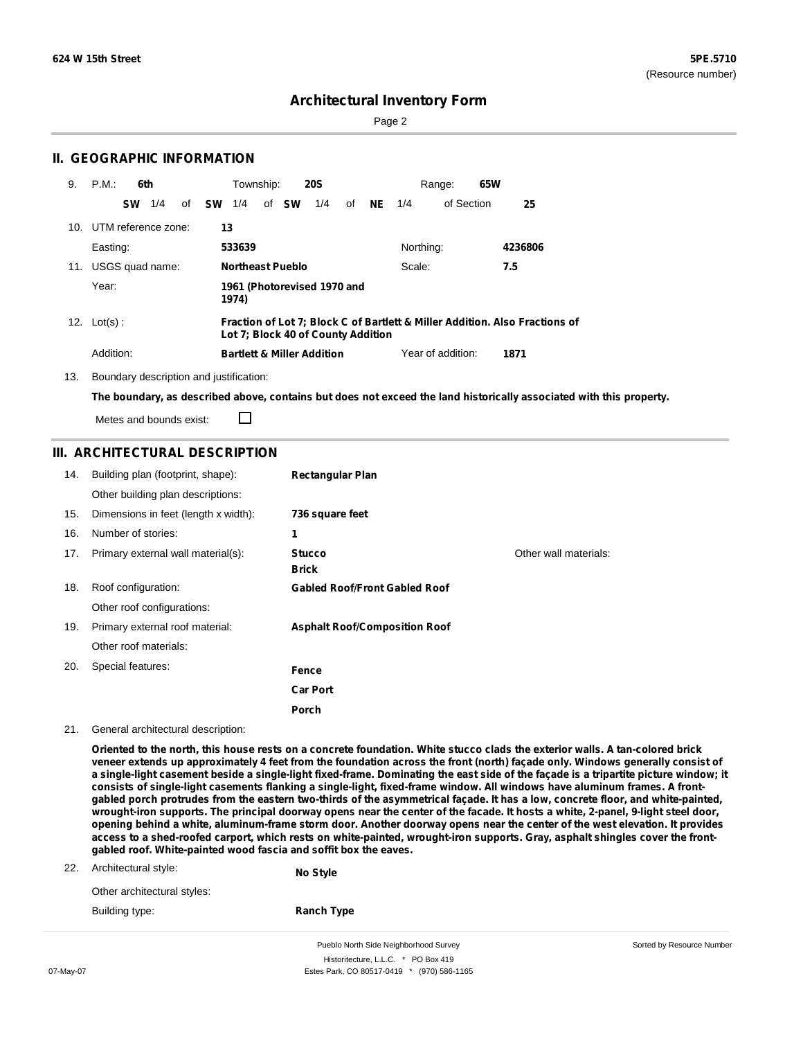# Architectural Inventory Form

## II. GEOGRAPHIC INFORMATION

9. P.M.: **6th** Township: **20S** Range: **65W**

**SW** 1/4 of **SW** 1/4 of **SW** 1/4 of **NE** 1/4 of Section **25**

10. UTM reference zone: **13**

Easting: **533639** Northing: **4236806**

11. USGS quad name: **Northeast Pueblo** Scale: **7.5**

Year: **1961 (Photorevised 1970 and 1974)**

12. Lot(s): **Fraction of Lot 7; Block C of Bartlett & Miller Addition. Also Fractions of Lot 7; Block 40 of County Addition**

Addition: **Bartlett & Miller Addition** Year of addition: **1871**

13. Boundary description and justification:

**The boundary, as described above, contains but does not exceed the land historically associated with this property.**

Metes and bounds exist: ☐

## III. ARCHITECTURAL DESCRIPTION

14. Building plan (footprint, shape): **Rectangular Plan**

Other building plan descriptions:

15. Dimensions in feet (length x width): **736 square feet**

16. Number of stories: **1**

17. Primary external wall material(s): **Stucco**, **Brick** Other wall materials:

18. Roof configuration: **Gabled Roof/Front Gabled Roof**

Other roof configurations:

19. Primary external roof material: **Asphalt Roof/Composition Roof**

Other roof materials:

20. Special features: **Fence**, **Car Port**, **Porch**

21. General architectural description:

**Oriented to the north, this house rests on a concrete foundation. White stucco clads the exterior walls. A tan-colored brick veneer extends up approximately 4 feet from the foundation across the front (north) façade only. Windows generally consist of a single-light casement beside a single-light fixed-frame. Dominating the east side of the façade is a tripartite picture window; it consists of single-light casements flanking a single-light, fixed-frame window. All windows have aluminum frames. A front-gabled porch protrudes from the eastern two-thirds of the asymmetrical façade. It has a low, concrete floor, and white-painted, wrought-iron supports. The principal doorway opens near the center of the facade. It hosts a white, 2-panel, 9-light steel door, opening behind a white, aluminum-frame storm door. Another doorway opens near the center of the west elevation. It provides access to a shed-roofed carport, which rests on white-painted, wrought-iron supports. Gray, asphalt shingles cover the front-gabled roof. White-painted wood fascia and soffit box the eaves.**

22. Architectural style: **No Style**

Other architectural styles:

Building type: **Ranch Type**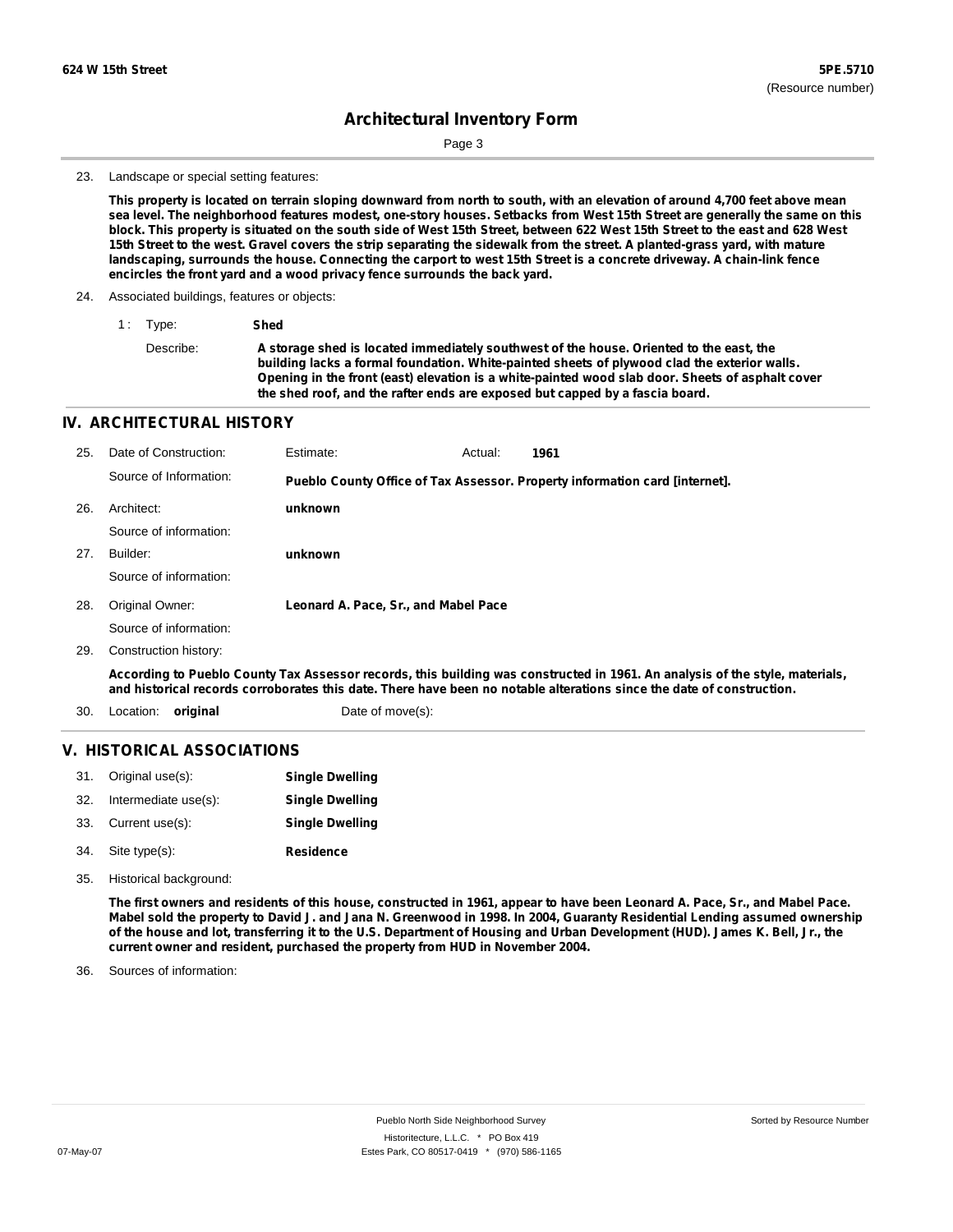# Architectural Inventory Form

23. Landscape or special setting features:

**This property is located on terrain sloping downward from north to south, with an elevation of around 4,700 feet above mean sea level. The neighborhood features modest, one-story houses. Setbacks from West 15th Street are generally the same on this block. This property is situated on the south side of West 15th Street, between 622 West 15th Street to the east and 628 West 15th Street to the west. Gravel covers the strip separating the sidewalk from the street. A planted-grass yard, with mature landscaping, surrounds the house. Connecting the carport to west 15th Street is a concrete driveway. A chain-link fence encircles the front yard and a wood privacy fence surrounds the back yard.**

24. Associated buildings, features or objects:

1 : Type: **Shed**

Describe: **A storage shed is located immediately southwest of the house. Oriented to the east, the building lacks a formal foundation. White-painted sheets of plywood clad the exterior walls. Opening in the front (east) elevation is a white-painted wood slab door. Sheets of asphalt cover the shed roof, and the rafter ends are exposed but capped by a fascia board.**

## IV. ARCHITECTURAL HISTORY

25. Date of Construction: Estimate: Actual: **1961**

Source of Information: **Pueblo County Office of Tax Assessor. Property information card [internet].**

26. Architect: **unknown**

Source of information:

27. Builder: **unknown**

Source of information:

28. Original Owner: **Leonard A. Pace, Sr., and Mabel Pace**

Source of information:

29. Construction history:

**According to Pueblo County Tax Assessor records, this building was constructed in 1961. An analysis of the style, materials, and historical records corroborates this date. There have been no notable alterations since the date of construction.**

30. Location: **original** Date of move(s):

## V. HISTORICAL ASSOCIATIONS

31. Original use(s): **Single Dwelling**
32. Intermediate use(s): **Single Dwelling**
33. Current use(s): **Single Dwelling**
34. Site type(s): **Residence**
35. Historical background:

**The first owners and residents of this house, constructed in 1961, appear to have been Leonard A. Pace, Sr., and Mabel Pace. Mabel sold the property to David J. and Jana N. Greenwood in 1998. In 2004, Guaranty Residential Lending assumed ownership of the house and lot, transferring it to the U.S. Department of Housing and Urban Development (HUD). James K. Bell, Jr., the current owner and resident, purchased the property from HUD in November 2004.**

36. Sources of information: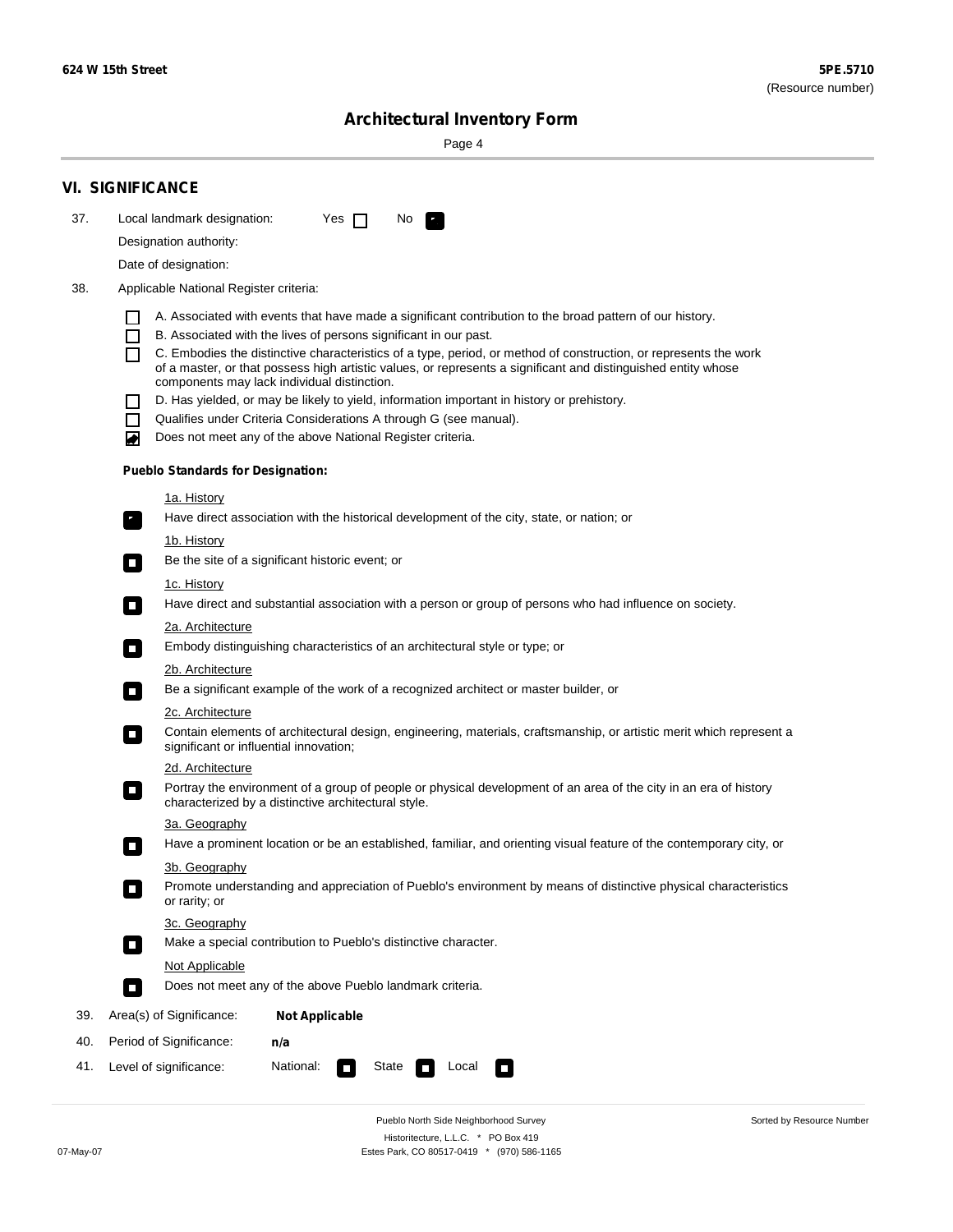## VI. SIGNIFICANCE

37. Local landmark designation: Yes ☐ No ☒

Designation authority:

Date of designation:

38. Applicable National Register criteria:

- ☐ A. Associated with events that have made a significant contribution to the broad pattern of our history.
- ☐ B. Associated with the lives of persons significant in our past.
- ☐ C. Embodies the distinctive characteristics of a type, period, or method of construction, or represents the work of a master, or that possess high artistic values, or represents a significant and distinguished entity whose components may lack individual distinction.
- ☐ D. Has yielded, or may be likely to yield, information important in history or prehistory.
- ☐ Qualifies under Criteria Considerations A through G (see manual).
- ☒ Does not meet any of the above National Register criteria.

**Pueblo Standards for Designation:**

1a. History
☒ Have direct association with the historical development of the city, state, or nation; or

1b. History
☐ Be the site of a significant historic event; or

1c. History
☐ Have direct and substantial association with a person or group of persons who had influence on society.

2a. Architecture
☐ Embody distinguishing characteristics of an architectural style or type; or

2b. Architecture
☐ Be a significant example of the work of a recognized architect or master builder, or

2c. Architecture
☐ Contain elements of architectural design, engineering, materials, craftsmanship, or artistic merit which represent a significant or influential innovation;

2d. Architecture
☐ Portray the environment of a group of people or physical development of an area of the city in an era of history characterized by a distinctive architectural style.

3a. Geography
☐ Have a prominent location or be an established, familiar, and orienting visual feature of the contemporary city, or

3b. Geography
☐ Promote understanding and appreciation of Pueblo's environment by means of distinctive physical characteristics or rarity; or

3c. Geography
☐ Make a special contribution to Pueblo's distinctive character.

Not Applicable
☐ Does not meet any of the above Pueblo landmark criteria.

39. Area(s) of Significance: **Not Applicable**

40. Period of Significance: **n/a**

41. Level of significance: National: ☐ State ☐ Local ☐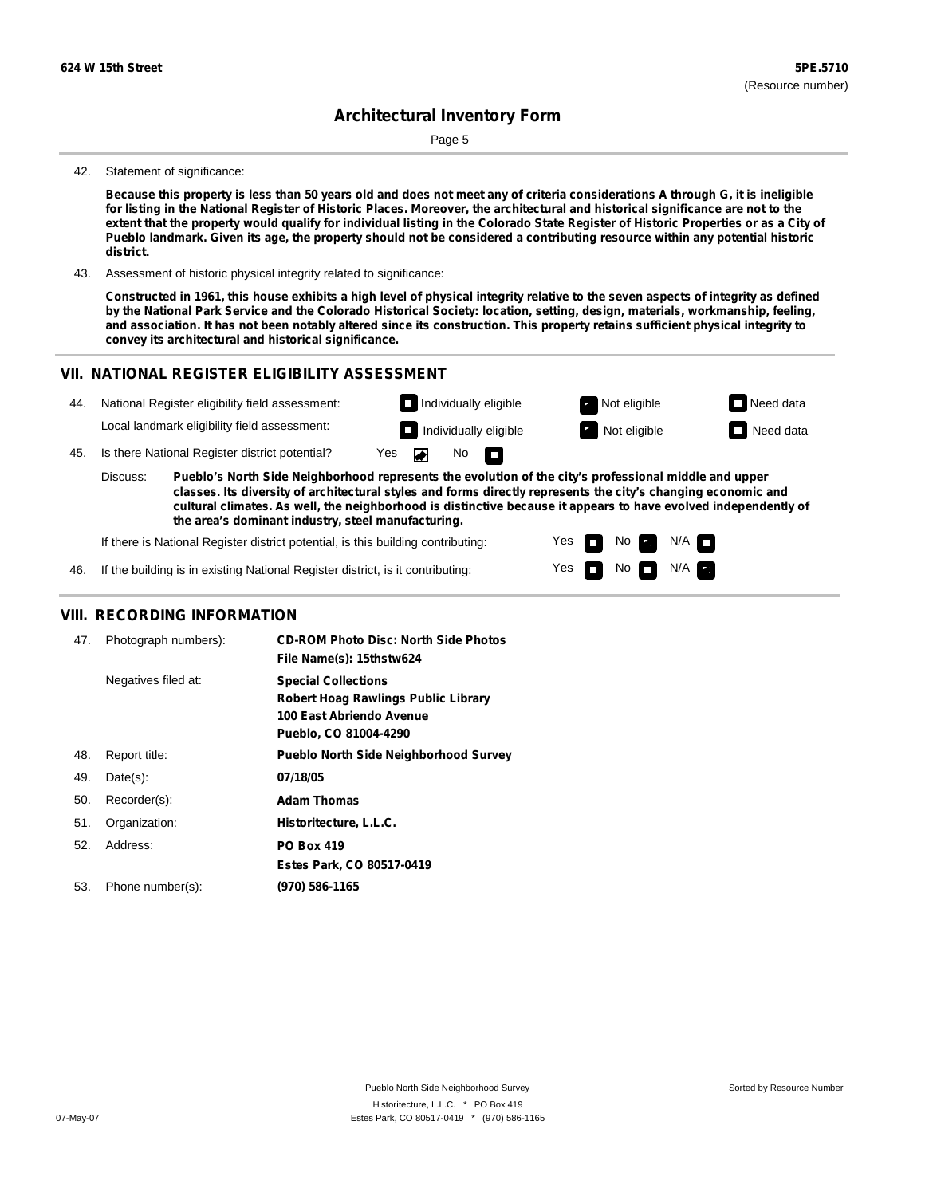## Architectural Inventory Form

42. Statement of significance:

**Because this property is less than 50 years old and does not meet any of criteria considerations A through G, it is ineligible for listing in the National Register of Historic Places. Moreover, the architectural and historical significance are not to the extent that the property would qualify for individual listing in the Colorado State Register of Historic Properties or as a City of Pueblo landmark. Given its age, the property should not be considered a contributing resource within any potential historic district.**

43. Assessment of historic physical integrity related to significance:

**Constructed in 1961, this house exhibits a high level of physical integrity relative to the seven aspects of integrity as defined by the National Park Service and the Colorado Historical Society: location, setting, design, materials, workmanship, feeling, and association. It has not been notably altered since its construction. This property retains sufficient physical integrity to convey its architectural and historical significance.**

## VII. NATIONAL REGISTER ELIGIBILITY ASSESSMENT

44. National Register eligibility field assessment: ☐ Individually eligible ☒ Not eligible ☐ Need data

Local landmark eligibility field assessment: ☐ Individually eligible ☒ Not eligible ☐ Need data

45. Is there National Register district potential? Yes ☒ No ☐

Discuss: **Pueblo's North Side Neighborhood represents the evolution of the city's professional middle and upper classes. Its diversity of architectural styles and forms directly represents the city's changing economic and cultural climates. As well, the neighborhood is distinctive because it appears to have evolved independently of the area's dominant industry, steel manufacturing.**

If there is National Register district potential, is this building contributing: Yes ☐ No ☒ N/A ☐

46. If the building is in existing National Register district, is it contributing: Yes ☐ No ☐ N/A ☒

## VIII. RECORDING INFORMATION

| | | |
|---|---|---|
| 47. | Photograph numbers): | **CD-ROM Photo Disc: North Side Photos**<br>**File Name(s): 15thstw624** |
| | Negatives filed at: | **Special Collections**<br>**Robert Hoag Rawlings Public Library**<br>**100 East Abriendo Avenue**<br>**Pueblo, CO 81004-4290** |
| 48. | Report title: | **Pueblo North Side Neighborhood Survey** |
| 49. | Date(s): | **07/18/05** |
| 50. | Recorder(s): | **Adam Thomas** |
| 51. | Organization: | **Historitecture, L.L.C.** |
| 52. | Address: | **PO Box 419**<br>**Estes Park, CO 80517-0419** |
| 53. | Phone number(s): | **(970) 586-1165** |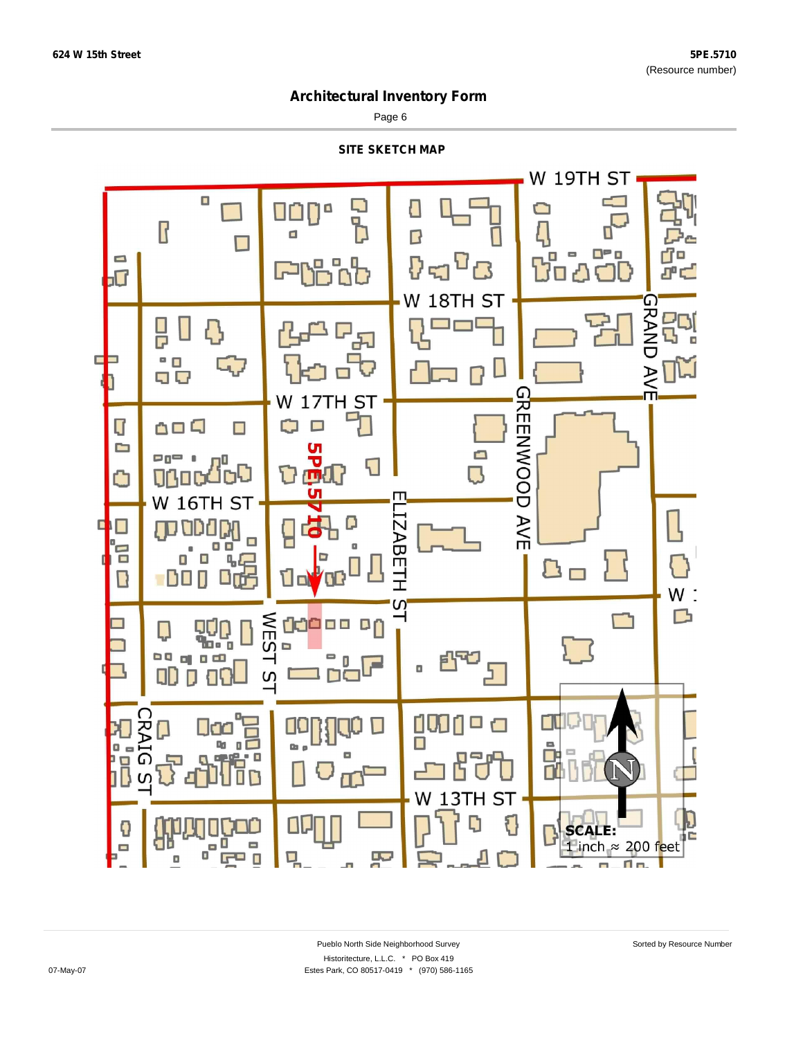# Architectural Inventory Form

## SITE SKETCH MAP

W 19TH ST

W 18TH ST

W 17TH ST

W 16TH ST

GRAND AVE

GREENWOOD AVE

ELIZABETH ST

WEST ST

CRAIG ST

W 13TH ST

5PE.5710

**SCALE:** 1 inch ≈ 200 feet

Pueblo North Side Neighborhood Survey

Historitecture, L.L.C. * PO Box 419

Estes Park, CO 80517-0419 * (970) 586-1165

Sorted by Resource Number

07-May-07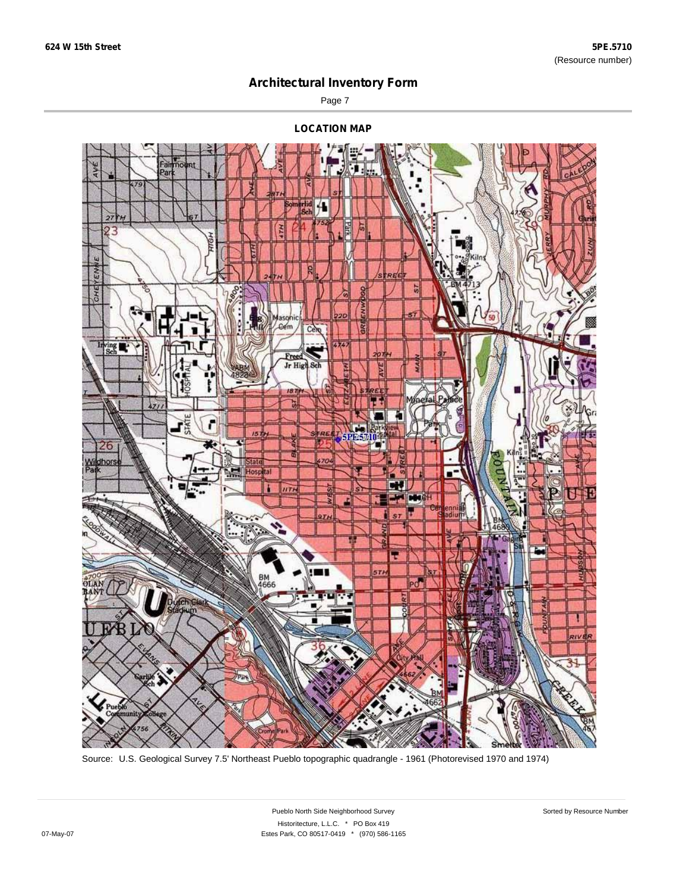## LOCATION MAP

Source: U.S. Geological Survey 7.5' Northeast Pueblo topographic quadrangle - 1961 (Photorevised 1970 and 1974)